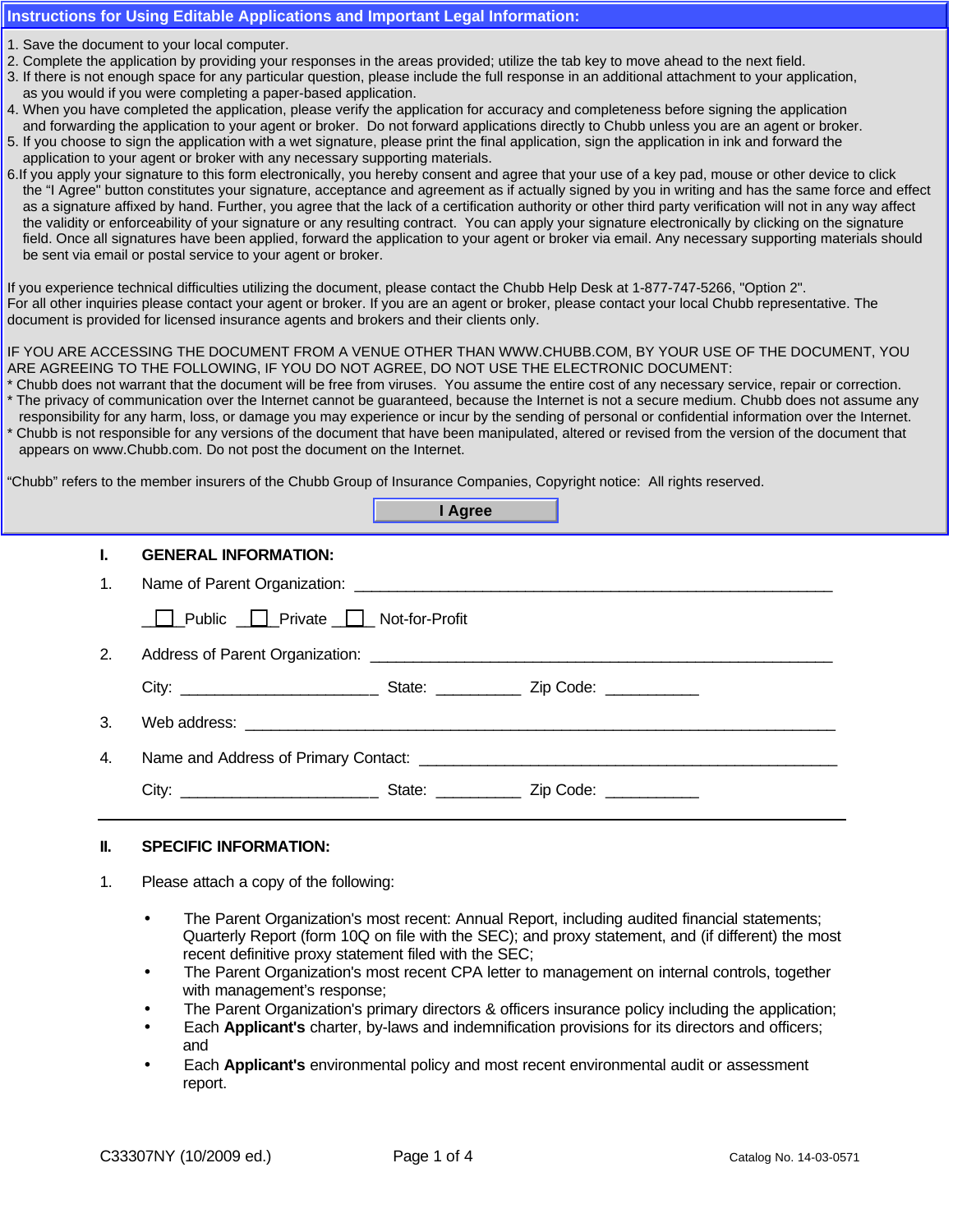## Instructions for Using Editable Applications and Important Legal Information:

1. Save the document to your local computer.
2. Complete the application by providing your responses in the areas provided; utilize the tab key to move ahead to the next field.
3. If there is not enough space for any particular question, please include the full response in an additional attachment to your application, as you would if you were completing a paper-based application.
4. When you have completed the application, please verify the application for accuracy and completeness before signing the application and forwarding the application to your agent or broker. Do not forward applications directly to Chubb unless you are an agent or broker.
5. If you choose to sign the application with a wet signature, please print the final application, sign the application in ink and forward the application to your agent or broker with any necessary supporting materials.
6. If you apply your signature to this form electronically, you hereby consent and agree that your use of a key pad, mouse or other device to click the "I Agree" button constitutes your signature, acceptance and agreement as if actually signed by you in writing and has the same force and effect as a signature affixed by hand. Further, you agree that the lack of a certification authority or other third party verification will not in any way affect the validity or enforceability of your signature or any resulting contract. You can apply your signature electronically by clicking on the signature field. Once all signatures have been applied, forward the application to your agent or broker via email. Any necessary supporting materials should be sent via email or postal service to your agent or broker.

If you experience technical difficulties utilizing the document, please contact the Chubb Help Desk at 1-877-747-5266, "Option 2". For all other inquiries please contact your agent or broker. If you are an agent or broker, please contact your local Chubb representative. The document is provided for licensed insurance agents and brokers and their clients only.

IF YOU ARE ACCESSING THE DOCUMENT FROM A VENUE OTHER THAN WWW.CHUBB.COM, BY YOUR USE OF THE DOCUMENT, YOU ARE AGREEING TO THE FOLLOWING, IF YOU DO NOT AGREE, DO NOT USE THE ELECTRONIC DOCUMENT:

* Chubb does not warrant that the document will be free from viruses. You assume the entire cost of any necessary service, repair or correction.
* The privacy of communication over the Internet cannot be guaranteed, because the Internet is not a secure medium. Chubb does not assume any responsibility for any harm, loss, or damage you may experience or incur by the sending of personal or confidential information over the Internet.
* Chubb is not responsible for any versions of the document that have been manipulated, altered or revised from the version of the document that appears on www.Chubb.com. Do not post the document on the Internet.

"Chubb" refers to the member insurers of the Chubb Group of Insurance Companies, Copyright notice: All rights reserved.

**I Agree**

## I. GENERAL INFORMATION:

1. Name of Parent Organization: ____________________________________________________

   ☐ Public ☐ Private ☐ Not-for-Profit

2. Address of Parent Organization: __________________________________________________

   City: ______________________ State: _________ Zip Code: __________

3. Web address: _________________________________________________________________

4. Name and Address of Primary Contact: ____________________________________________

   City: ______________________ State: _________ Zip Code: __________

---

## II. SPECIFIC INFORMATION:

1. Please attach a copy of the following:

   - The Parent Organization's most recent: Annual Report, including audited financial statements; Quarterly Report (form 10Q on file with the SEC); and proxy statement, and (if different) the most recent definitive proxy statement filed with the SEC;
   - The Parent Organization's most recent CPA letter to management on internal controls, together with management's response;
   - The Parent Organization's primary directors & officers insurance policy including the application;
   - Each **Applicant's** charter, by-laws and indemnification provisions for its directors and officers; and
   - Each **Applicant's** environmental policy and most recent environmental audit or assessment report.

C33307NY (10/2009 ed.) Catalog No. 14-03-0571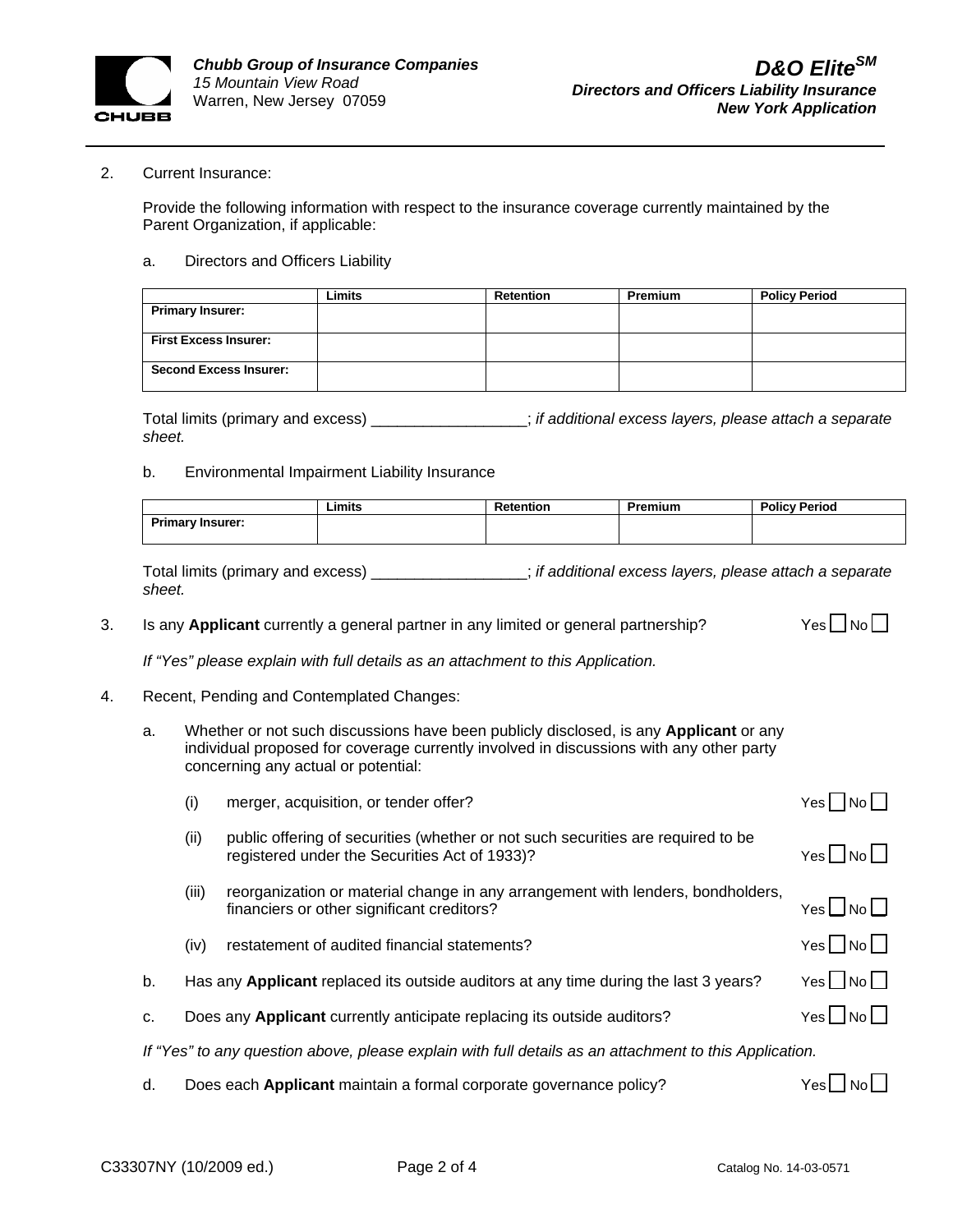2. Current Insurance:

Provide the following information with respect to the insurance coverage currently maintained by the Parent Organization, if applicable:

a. Directors and Officers Liability

| | Limits | Retention | Premium | Policy Period |
|---|---|---|---|---|
| **Primary Insurer:** | | | | |
| **First Excess Insurer:** | | | | |
| **Second Excess Insurer:** | | | | |

Total limits (primary and excess) __________________; *if additional excess layers, please attach a separate sheet.*

b. Environmental Impairment Liability Insurance

| | Limits | Retention | Premium | Policy Period |
|---|---|---|---|---|
| **Primary Insurer:** | | | | |

Total limits (primary and excess) __________________; *if additional excess layers, please attach a separate sheet.*

3. Is any **Applicant** currently a general partner in any limited or general partnership? Yes ☐ No ☐

   *If "Yes" please explain with full details as an attachment to this Application.*

4. Recent, Pending and Contemplated Changes:

   a. Whether or not such discussions have been publicly disclosed, is any **Applicant** or any individual proposed for coverage currently involved in discussions with any other party concerning any actual or potential:

      (i) merger, acquisition, or tender offer? Yes ☐ No ☐

      (ii) public offering of securities (whether or not such securities are required to be registered under the Securities Act of 1933)? Yes ☐ No ☐

      (iii) reorganization or material change in any arrangement with lenders, bondholders, financiers or other significant creditors? Yes ☐ No ☐

      (iv) restatement of audited financial statements? Yes ☐ No ☐

   b. Has any **Applicant** replaced its outside auditors at any time during the last 3 years? Yes ☐ No ☐

   c. Does any **Applicant** currently anticipate replacing its outside auditors? Yes ☐ No ☐

   *If "Yes" to any question above, please explain with full details as an attachment to this Application.*

   d. Does each **Applicant** maintain a formal corporate governance policy? Yes ☐ No ☐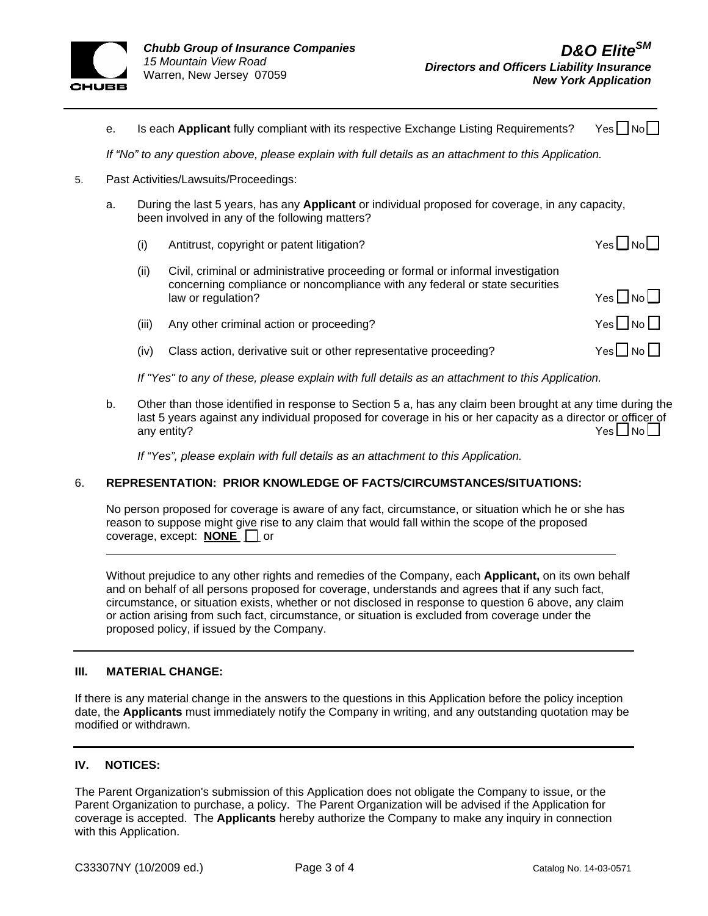e. Is each **Applicant** fully compliant with its respective Exchange Listing Requirements? Yes ☐ No ☐

*If "No" to any question above, please explain with full details as an attachment to this Application.*

5. Past Activities/Lawsuits/Proceedings:

a. During the last 5 years, has any **Applicant** or individual proposed for coverage, in any capacity, been involved in any of the following matters?

(i) Antitrust, copyright or patent litigation? Yes ☐ No ☐

(ii) Civil, criminal or administrative proceeding or formal or informal investigation concerning compliance or noncompliance with any federal or state securities law or regulation? Yes ☐ No ☐

(iii) Any other criminal action or proceeding? Yes ☐ No ☐

(iv) Class action, derivative suit or other representative proceeding? Yes ☐ No ☐

*If "Yes" to any of these, please explain with full details as an attachment to this Application.*

b. Other than those identified in response to Section 5 a, has any claim been brought at any time during the last 5 years against any individual proposed for coverage in his or her capacity as a director or officer of any entity? Yes ☐ No ☐

*If "Yes", please explain with full details as an attachment to this Application.*

6. **REPRESENTATION: PRIOR KNOWLEDGE OF FACTS/CIRCUMSTANCES/SITUATIONS:**

No person proposed for coverage is aware of any fact, circumstance, or situation which he or she has reason to suppose might give rise to any claim that would fall within the scope of the proposed coverage, except: **NONE** ☐ or

_______________________________________________________________________________

Without prejudice to any other rights and remedies of the Company, each **Applicant,** on its own behalf and on behalf of all persons proposed for coverage, understands and agrees that if any such fact, circumstance, or situation exists, whether or not disclosed in response to question 6 above, any claim or action arising from such fact, circumstance, or situation is excluded from coverage under the proposed policy, if issued by the Company.

## III. MATERIAL CHANGE:

If there is any material change in the answers to the questions in this Application before the policy inception date, the **Applicants** must immediately notify the Company in writing, and any outstanding quotation may be modified or withdrawn.

## IV. NOTICES:

The Parent Organization's submission of this Application does not obligate the Company to issue, or the Parent Organization to purchase, a policy. The Parent Organization will be advised if the Application for coverage is accepted. The **Applicants** hereby authorize the Company to make any inquiry in connection with this Application.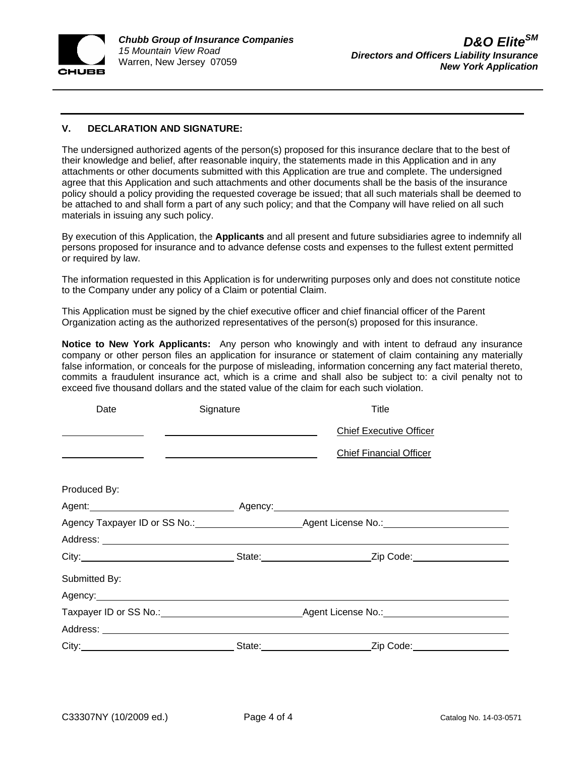**V. DECLARATION AND SIGNATURE:**

The undersigned authorized agents of the person(s) proposed for this insurance declare that to the best of their knowledge and belief, after reasonable inquiry, the statements made in this Application and in any attachments or other documents submitted with this Application are true and complete. The undersigned agree that this Application and such attachments and other documents shall be the basis of the insurance policy should a policy providing the requested coverage be issued; that all such materials shall be deemed to be attached to and shall form a part of any such policy; and that the Company will have relied on all such materials in issuing any such policy.

By execution of this Application, the **Applicants** and all present and future subsidiaries agree to indemnify all persons proposed for insurance and to advance defense costs and expenses to the fullest extent permitted or required by law.

The information requested in this Application is for underwriting purposes only and does not constitute notice to the Company under any policy of a Claim or potential Claim.

This Application must be signed by the chief executive officer and chief financial officer of the Parent Organization acting as the authorized representatives of the person(s) proposed for this insurance.

**Notice to New York Applicants:** Any person who knowingly and with intent to defraud any insurance company or other person files an application for insurance or statement of claim containing any materially false information, or conceals for the purpose of misleading, information concerning any fact material thereto, commits a fraudulent insurance act, which is a crime and shall also be subject to: a civil penalty not to exceed five thousand dollars and the stated value of the claim for each such violation.

| Date | Signature | Title |
|---|---|---|
| \_\_\_\_\_\_\_\_\_\_ | \_\_\_\_\_\_\_\_\_\_\_\_\_\_\_\_\_\_\_\_ | Chief Executive Officer |
| \_\_\_\_\_\_\_\_\_\_ | \_\_\_\_\_\_\_\_\_\_\_\_\_\_\_\_\_\_\_\_ | Chief Financial Officer |

Produced By:

Agent: \_\_\_\_\_\_\_\_\_\_\_\_\_\_\_\_\_\_\_\_ Agency: \_\_\_\_\_\_\_\_\_\_\_\_\_\_\_\_\_\_\_\_\_\_\_\_\_\_\_\_\_\_

Agency Taxpayer ID or SS No.: \_\_\_\_\_\_\_\_\_\_\_\_\_\_\_\_ Agent License No.: \_\_\_\_\_\_\_\_\_\_\_\_\_\_\_\_\_\_

Address: \_\_\_\_\_\_\_\_\_\_\_\_\_\_\_\_\_\_\_\_\_\_\_\_\_\_\_\_\_\_\_\_\_\_\_\_\_\_\_\_\_\_\_\_\_\_\_\_\_\_\_\_

City: \_\_\_\_\_\_\_\_\_\_\_\_\_\_\_\_\_\_\_\_ State: \_\_\_\_\_\_\_\_\_\_\_\_\_\_\_\_ Zip Code: \_\_\_\_\_\_\_\_\_\_\_\_\_\_

Submitted By:

Agency: \_\_\_\_\_\_\_\_\_\_\_\_\_\_\_\_\_\_\_\_\_\_\_\_\_\_\_\_\_\_\_\_\_\_\_\_\_\_\_\_\_\_\_\_\_\_\_\_\_\_\_\_

Taxpayer ID or SS No.: \_\_\_\_\_\_\_\_\_\_\_\_\_\_\_\_\_\_\_\_ Agent License No.: \_\_\_\_\_\_\_\_\_\_\_\_\_\_\_\_\_\_

Address: \_\_\_\_\_\_\_\_\_\_\_\_\_\_\_\_\_\_\_\_\_\_\_\_\_\_\_\_\_\_\_\_\_\_\_\_\_\_\_\_\_\_\_\_\_\_\_\_\_\_\_\_

City: \_\_\_\_\_\_\_\_\_\_\_\_\_\_\_\_\_\_\_\_ State: \_\_\_\_\_\_\_\_\_\_\_\_\_\_\_\_ Zip Code: \_\_\_\_\_\_\_\_\_\_\_\_\_\_

C33307NY (10/2009 ed.) Catalog No. 14-03-0571